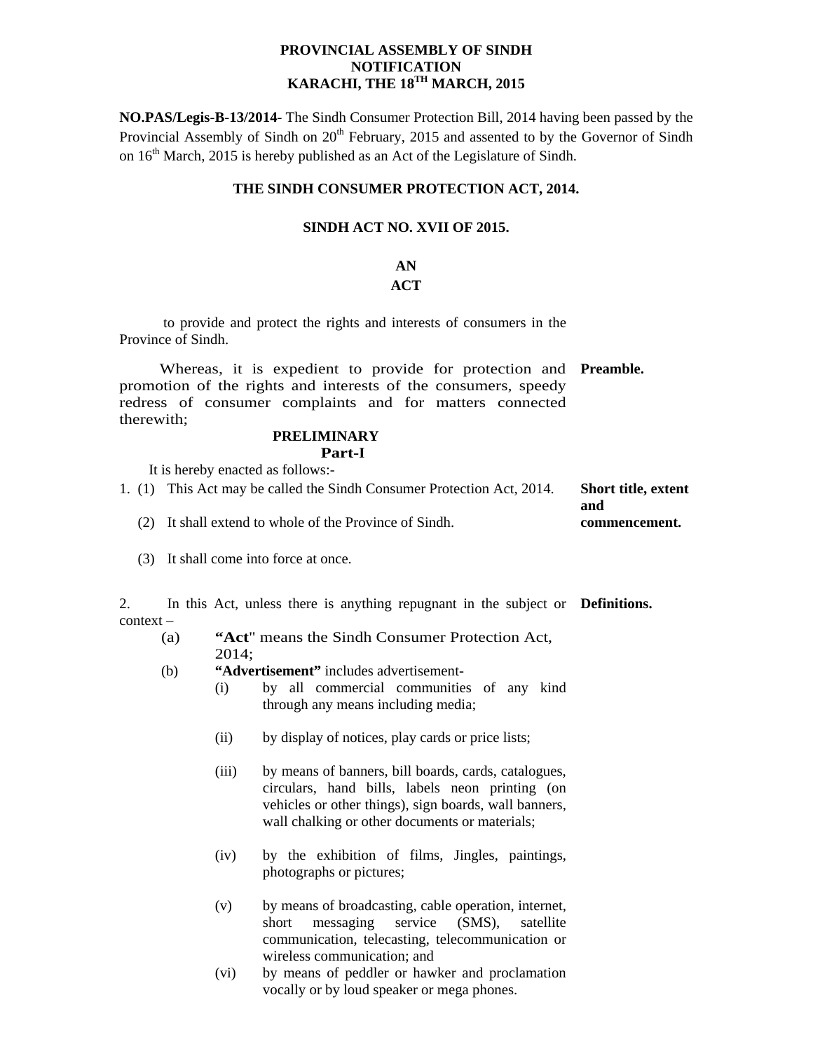**PROVINCIAL ASSEMBLY OF SINDH**
**NOTIFICATION**
**KARACHI, THE 18TH MARCH, 2015**

**NO.PAS/Legis-B-13/2014-** The Sindh Consumer Protection Bill, 2014 having been passed by the Provincial Assembly of Sindh on 20th February, 2015 and assented to by the Governor of Sindh on 16th March, 2015 is hereby published as an Act of the Legislature of Sindh.

# THE SINDH CONSUMER PROTECTION ACT, 2014.

## SINDH ACT NO. XVII OF 2015.

## AN ACT

to provide and protect the rights and interests of consumers in the Province of Sindh.

**Preamble.**

Whereas, it is expedient to provide for protection and promotion of the rights and interests of the consumers, speedy redress of consumer complaints and for matters connected therewith;

## PRELIMINARY
## Part-I

It is hereby enacted as follows:-

**Short title, extent and commencement.**

1. (1) This Act may be called the Sindh Consumer Protection Act, 2014.

   (2) It shall extend to whole of the Province of Sindh.

   (3) It shall come into force at once.

**Definitions.**

2. In this Act, unless there is anything repugnant in the subject or context –

   (a) **"Act"** means the Sindh Consumer Protection Act, 2014;

   (b) **"Advertisement"** includes advertisement-

      (i) by all commercial communities of any kind through any means including media;

      (ii) by display of notices, play cards or price lists;

      (iii) by means of banners, bill boards, cards, catalogues, circulars, hand bills, labels neon printing (on vehicles or other things), sign boards, wall banners, wall chalking or other documents or materials;

      (iv) by the exhibition of films, Jingles, paintings, photographs or pictures;

      (v) by means of broadcasting, cable operation, internet, short messaging service (SMS), satellite communication, telecasting, telecommunication or wireless communication; and

      (vi) by means of peddler or hawker and proclamation vocally or by loud speaker or mega phones.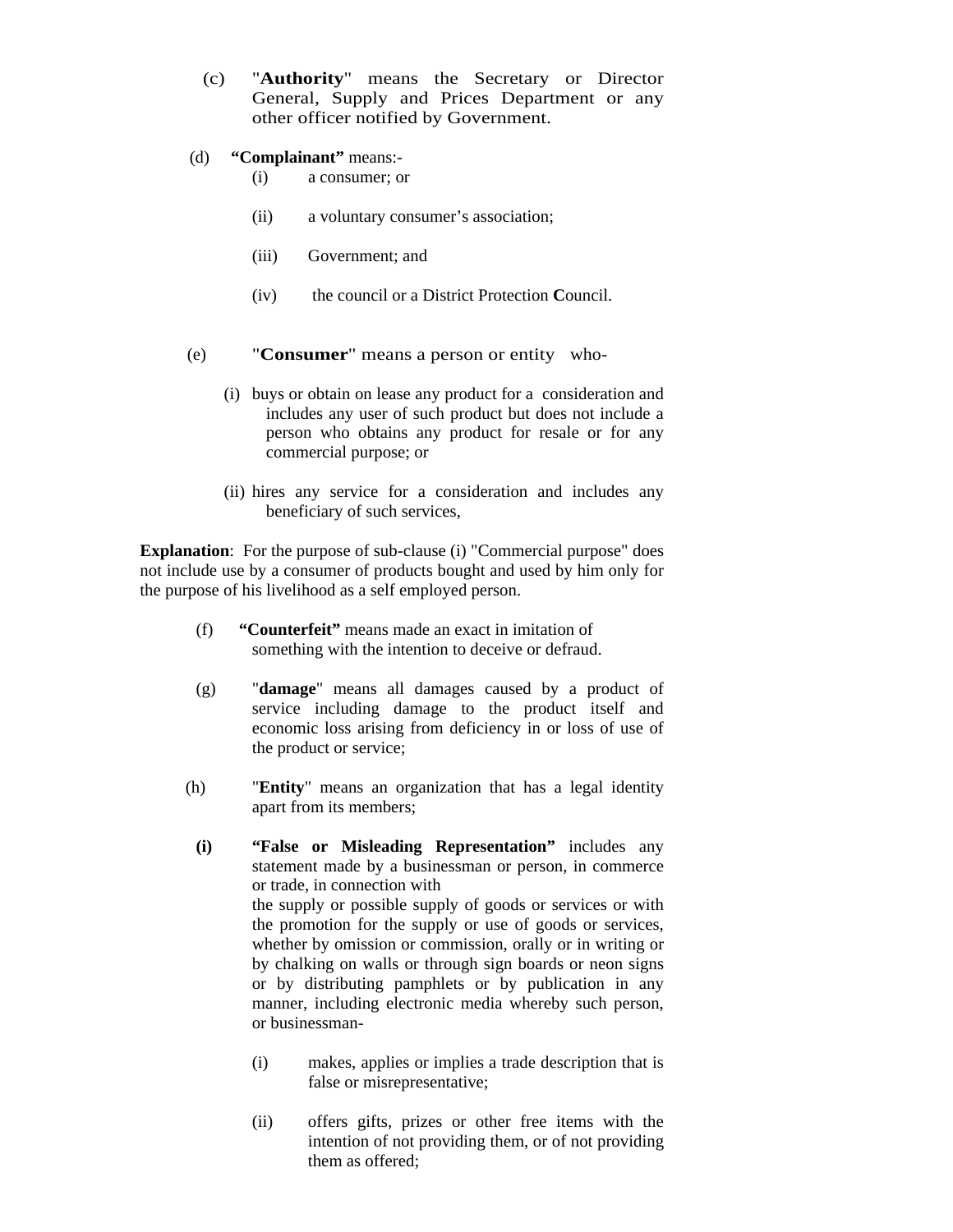(c) "**Authority**" means the Secretary or Director General, Supply and Prices Department or any other officer notified by Government.

(d) **"Complainant"** means:-

(i) a consumer; or

(ii) a voluntary consumer's association;

(iii) Government; and

(iv) the council or a District Protection **C**ouncil.

(e) "**Consumer**" means a person or entity who-

(i) buys or obtain on lease any product for a consideration and includes any user of such product but does not include a person who obtains any product for resale or for any commercial purpose; or

(ii) hires any service for a consideration and includes any beneficiary of such services,

**Explanation**: For the purpose of sub-clause (i) "Commercial purpose" does not include use by a consumer of products bought and used by him only for the purpose of his livelihood as a self employed person.

(f) **"Counterfeit"** means made an exact in imitation of something with the intention to deceive or defraud.

(g) "**damage**" means all damages caused by a product of service including damage to the product itself and economic loss arising from deficiency in or loss of use of the product or service;

(h) "**Entity**" means an organization that has a legal identity apart from its members;

**(i)** **"False or Misleading Representation"** includes any statement made by a businessman or person, in commerce or trade, in connection with the supply or possible supply of goods or services or with the promotion for the supply or use of goods or services, whether by omission or commission, orally or in writing or by chalking on walls or through sign boards or neon signs or by distributing pamphlets or by publication in any manner, including electronic media whereby such person, or businessman-

(i) makes, applies or implies a trade description that is false or misrepresentative;

(ii) offers gifts, prizes or other free items with the intention of not providing them, or of not providing them as offered;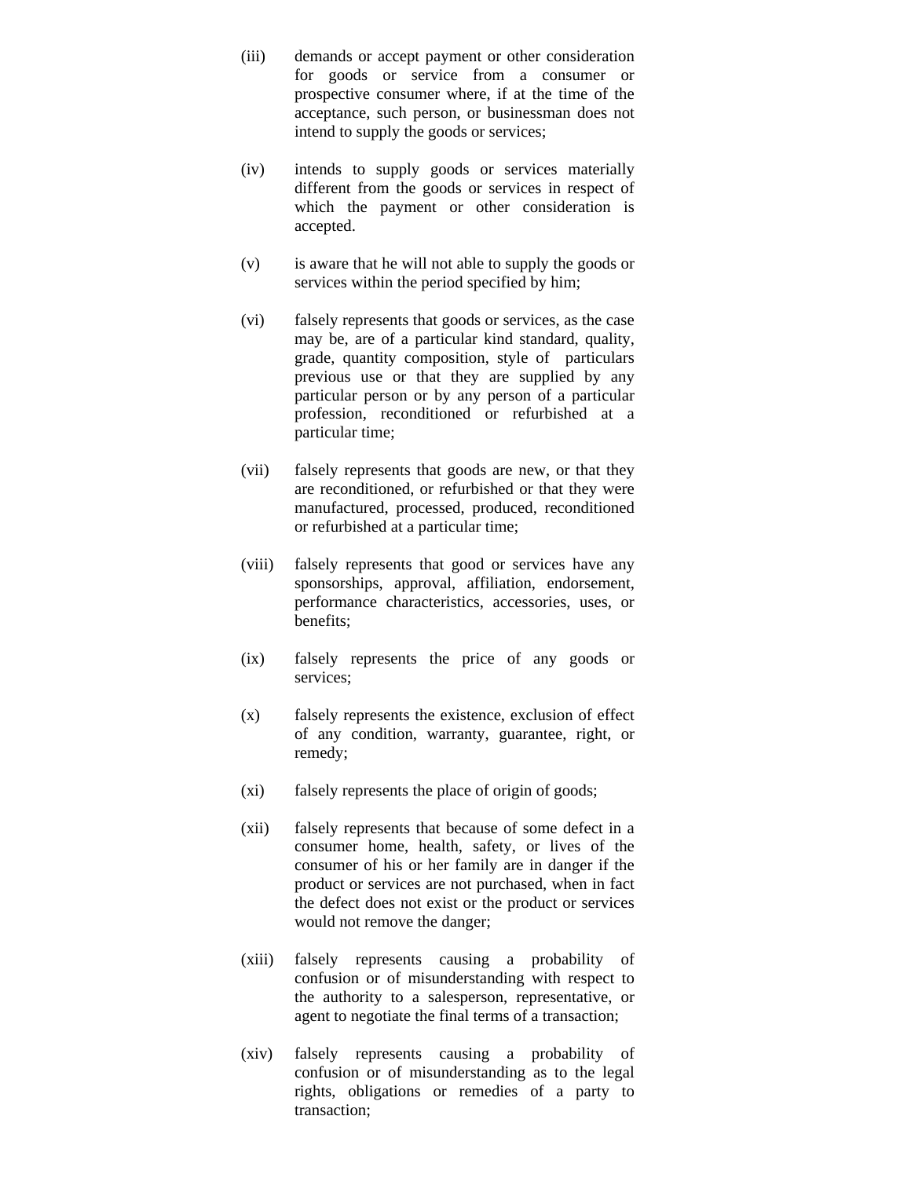(iii) demands or accept payment or other consideration for goods or service from a consumer or prospective consumer where, if at the time of the acceptance, such person, or businessman does not intend to supply the goods or services;

(iv) intends to supply goods or services materially different from the goods or services in respect of which the payment or other consideration is accepted.

(v) is aware that he will not able to supply the goods or services within the period specified by him;

(vi) falsely represents that goods or services, as the case may be, are of a particular kind standard, quality, grade, quantity composition, style of particulars previous use or that they are supplied by any particular person or by any person of a particular profession, reconditioned or refurbished at a particular time;

(vii) falsely represents that goods are new, or that they are reconditioned, or refurbished or that they were manufactured, processed, produced, reconditioned or refurbished at a particular time;

(viii) falsely represents that good or services have any sponsorships, approval, affiliation, endorsement, performance characteristics, accessories, uses, or benefits;

(ix) falsely represents the price of any goods or services;

(x) falsely represents the existence, exclusion of effect of any condition, warranty, guarantee, right, or remedy;

(xi) falsely represents the place of origin of goods;

(xii) falsely represents that because of some defect in a consumer home, health, safety, or lives of the consumer of his or her family are in danger if the product or services are not purchased, when in fact the defect does not exist or the product or services would not remove the danger;

(xiii) falsely represents causing a probability of confusion or of misunderstanding with respect to the authority to a salesperson, representative, or agent to negotiate the final terms of a transaction;

(xiv) falsely represents causing a probability of confusion or of misunderstanding as to the legal rights, obligations or remedies of a party to transaction;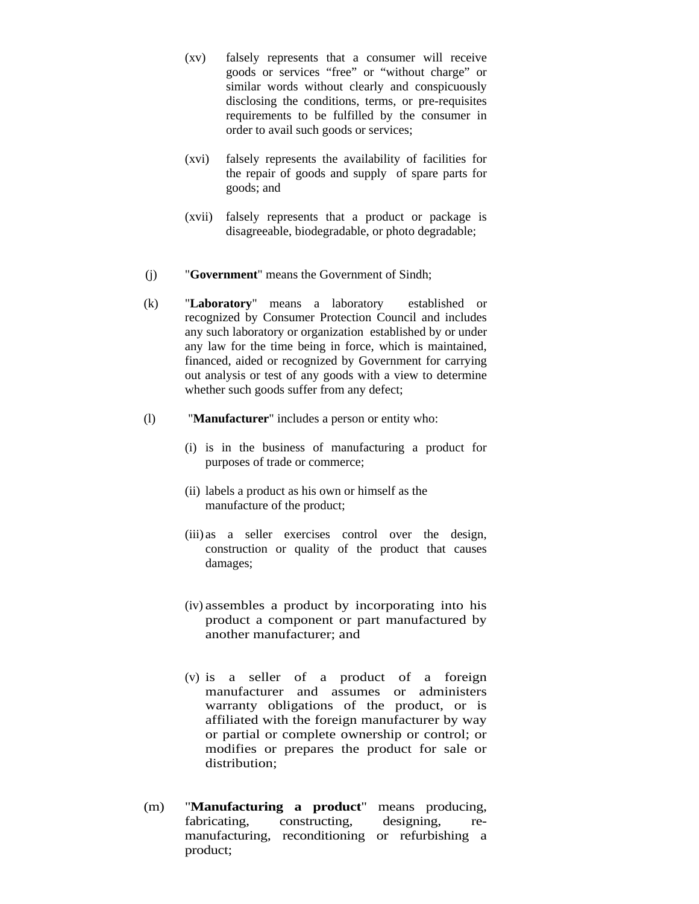(xv) falsely represents that a consumer will receive goods or services “free” or “without charge” or similar words without clearly and conspicuously disclosing the conditions, terms, or pre-requisites requirements to be fulfilled by the consumer in order to avail such goods or services;

(xvi) falsely represents the availability of facilities for the repair of goods and supply of spare parts for goods; and

(xvii) falsely represents that a product or package is disagreeable, biodegradable, or photo degradable;

(j) "**Government**" means the Government of Sindh;

(k) "**Laboratory**" means a laboratory established or recognized by Consumer Protection Council and includes any such laboratory or organization established by or under any law for the time being in force, which is maintained, financed, aided or recognized by Government for carrying out analysis or test of any goods with a view to determine whether such goods suffer from any defect;

(l) "**Manufacturer**" includes a person or entity who:

(i) is in the business of manufacturing a product for purposes of trade or commerce;

(ii) labels a product as his own or himself as the manufacture of the product;

(iii) as a seller exercises control over the design, construction or quality of the product that causes damages;

(iv) assembles a product by incorporating into his product a component or part manufactured by another manufacturer; and

(v) is a seller of a product of a foreign manufacturer and assumes or administers warranty obligations of the product, or is affiliated with the foreign manufacturer by way or partial or complete ownership or control; or modifies or prepares the product for sale or distribution;

(m) "**Manufacturing a product**" means producing, fabricating, constructing, designing, re-manufacturing, reconditioning or refurbishing a product;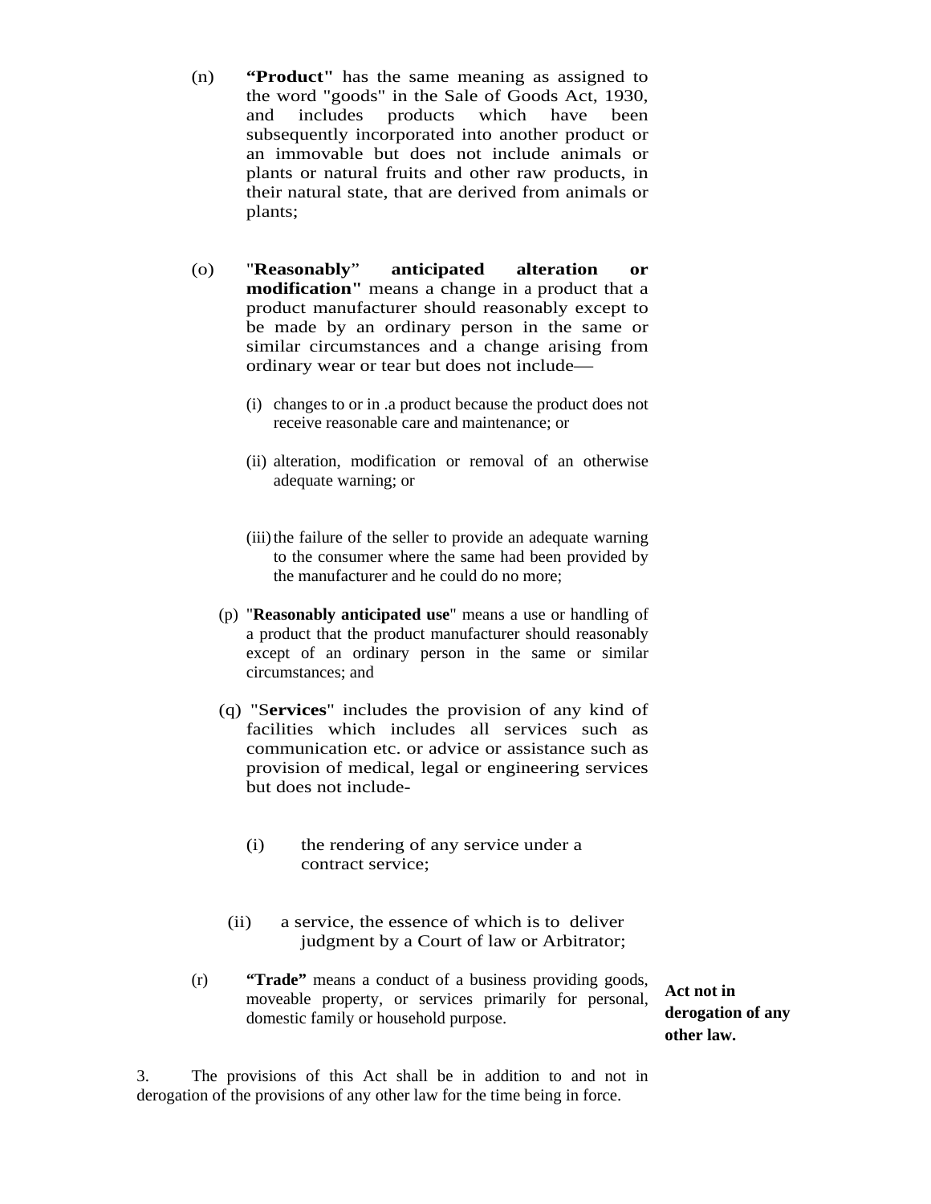(n) **"Product"** has the same meaning as assigned to the word "goods" in the Sale of Goods Act, 1930, and includes products which have been subsequently incorporated into another product or an immovable but does not include animals or plants or natural fruits and other raw products, in their natural state, that are derived from animals or plants;

(o) "**Reasonably" anticipated alteration or modification"** means a change in a product that a product manufacturer should reasonably except to be made by an ordinary person in the same or similar circumstances and a change arising from ordinary wear or tear but does not include—

(i) changes to or in .a product because the product does not receive reasonable care and maintenance; or

(ii) alteration, modification or removal of an otherwise adequate warning; or

(iii) the failure of the seller to provide an adequate warning to the consumer where the same had been provided by the manufacturer and he could do no more;

(p) "**Reasonably anticipated use**" means a use or handling of a product that the product manufacturer should reasonably except of an ordinary person in the same or similar circumstances; and

(q) "S**ervices**" includes the provision of any kind of facilities which includes all services such as communication etc. or advice or assistance such as provision of medical, legal or engineering services but does not include-

(i) the rendering of any service under a contract service;

(ii) a service, the essence of which is to deliver judgment by a Court of law or Arbitrator;

(r) **"Trade"** means a conduct of a business providing goods, moveable property, or services primarily for personal, domestic family or household purpose.

**Act not in derogation of any other law.**

3. The provisions of this Act shall be in addition to and not in derogation of the provisions of any other law for the time being in force.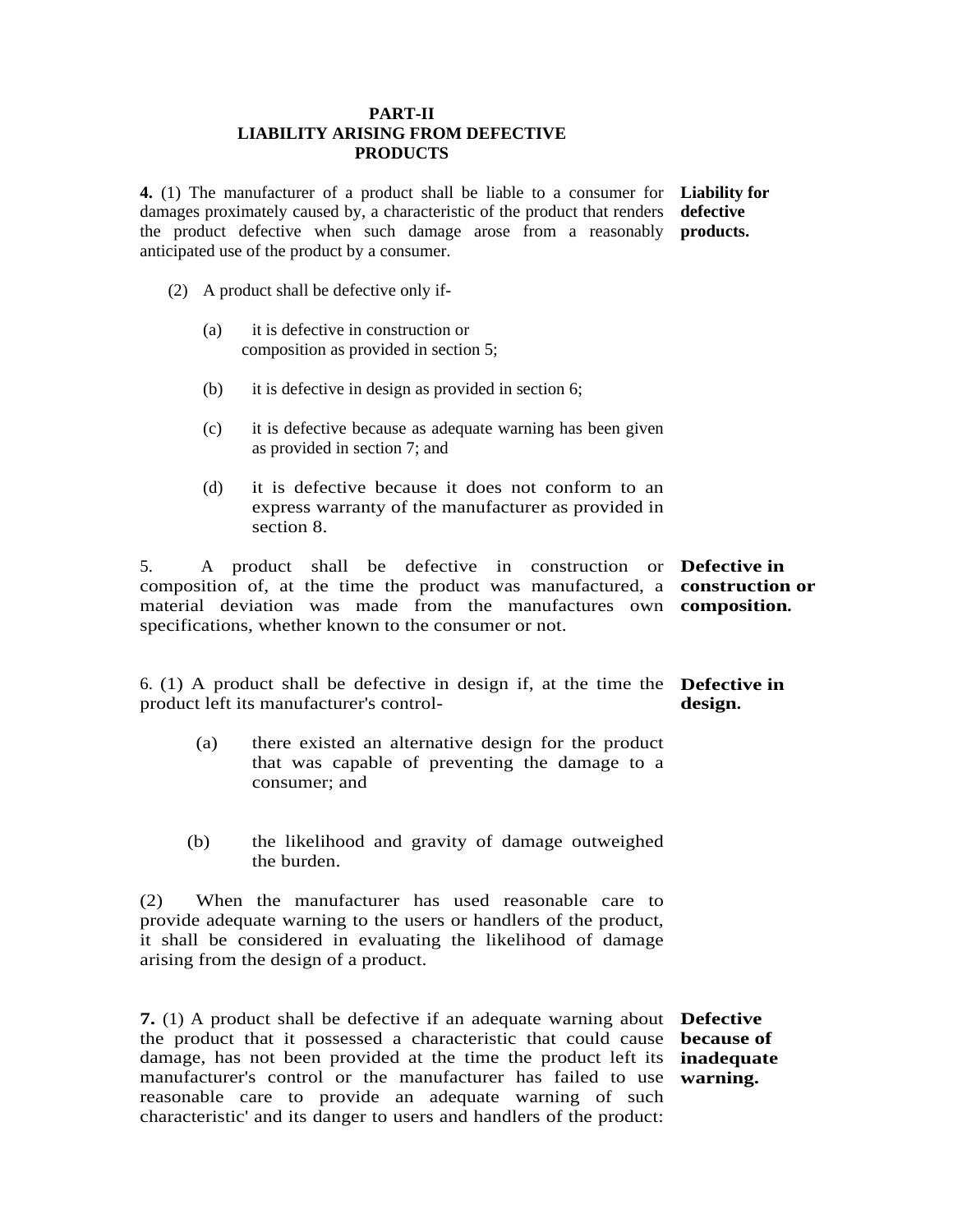## PART-II
## LIABILITY ARISING FROM DEFECTIVE PRODUCTS

**Liability for defective products.**

**4.** (1) The manufacturer of a product shall be liable to a consumer for damages proximately caused by, a characteristic of the product that renders the product defective when such damage arose from a reasonably anticipated use of the product by a consumer.

(2) A product shall be defective only if-

(a) it is defective in construction or composition as provided in section 5;

(b) it is defective in design as provided in section 6;

(c) it is defective because as adequate warning has been given as provided in section 7; and

(d) it is defective because it does not conform to an express warranty of the manufacturer as provided in section 8.

**Defective in construction or composition.**

5. A product shall be defective in construction or composition of, at the time the product was manufactured, a material deviation was made from the manufactures own specifications, whether known to the consumer or not.

**Defective in design.**

6. (1) A product shall be defective in design if, at the time the product left its manufacturer's control-

(a) there existed an alternative design for the product that was capable of preventing the damage to a consumer; and

(b) the likelihood and gravity of damage outweighed the burden.

(2) When the manufacturer has used reasonable care to provide adequate warning to the users or handlers of the product, it shall be considered in evaluating the likelihood of damage arising from the design of a product.

**Defective because of inadequate warning.**

**7.** (1) A product shall be defective if an adequate warning about the product that it possessed a characteristic that could cause damage, has not been provided at the time the product left its manufacturer's control or the manufacturer has failed to use reasonable care to provide an adequate warning of such characteristic' and its danger to users and handlers of the product: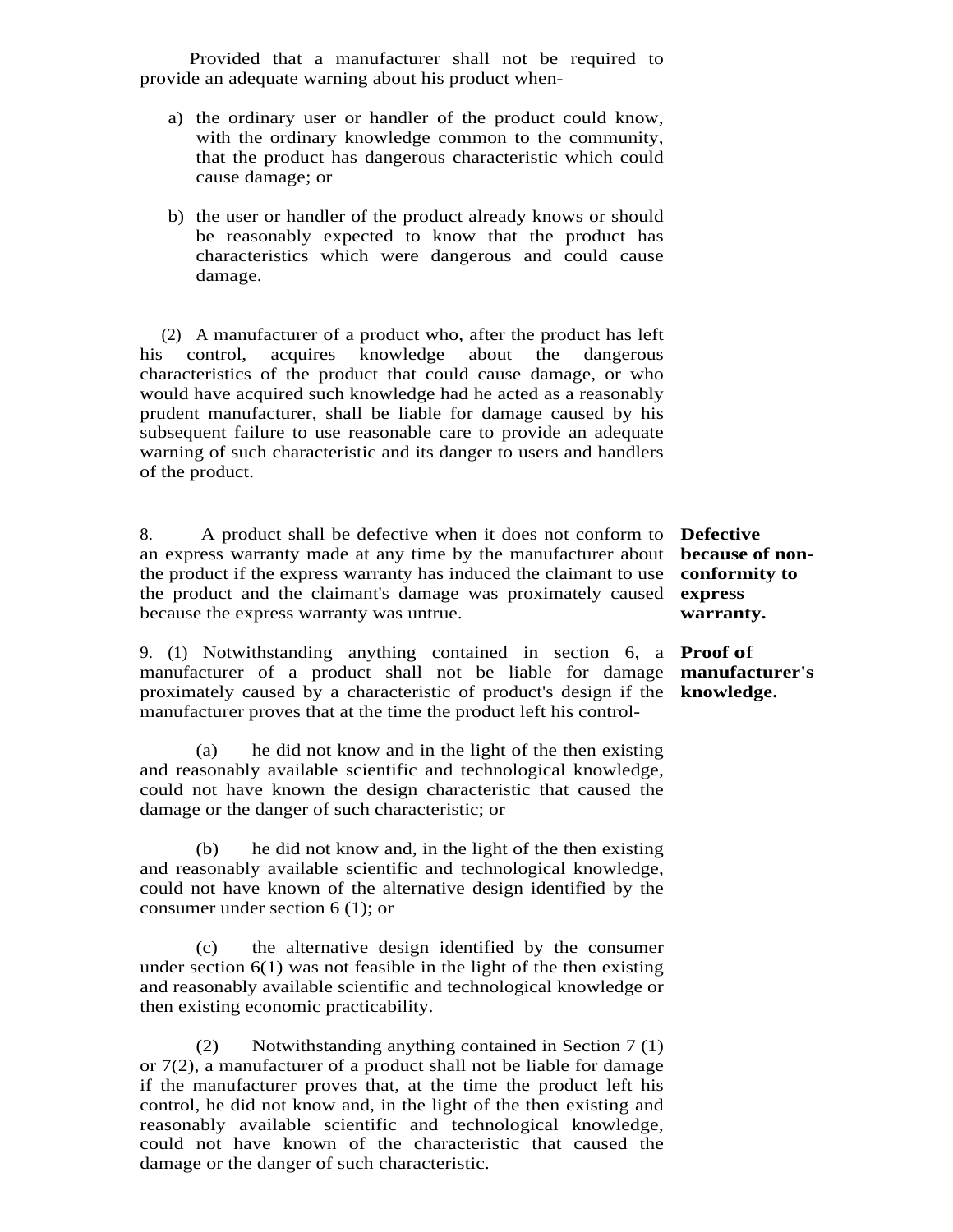Provided that a manufacturer shall not be required to provide an adequate warning about his product when-

a) the ordinary user or handler of the product could know, with the ordinary knowledge common to the community, that the product has dangerous characteristic which could cause damage; or

b) the user or handler of the product already knows or should be reasonably expected to know that the product has characteristics which were dangerous and could cause damage.

(2) A manufacturer of a product who, after the product has left his control, acquires knowledge about the dangerous characteristics of the product that could cause damage, or who would have acquired such knowledge had he acted as a reasonably prudent manufacturer, shall be liable for damage caused by his subsequent failure to use reasonable care to provide an adequate warning of such characteristic and its danger to users and handlers of the product.

**Defective because of non-conformity to express warranty.**

8. A product shall be defective when it does not conform to an express warranty made at any time by the manufacturer about the product if the express warranty has induced the claimant to use the product and the claimant's damage was proximately caused because the express warranty was untrue.

**Proof of manufacturer's knowledge.**

9. (1) Notwithstanding anything contained in section 6, a manufacturer of a product shall not be liable for damage proximately caused by a characteristic of product's design if the manufacturer proves that at the time the product left his control-

(a) he did not know and in the light of the then existing and reasonably available scientific and technological knowledge, could not have known the design characteristic that caused the damage or the danger of such characteristic; or

(b) he did not know and, in the light of the then existing and reasonably available scientific and technological knowledge, could not have known of the alternative design identified by the consumer under section 6 (1); or

(c) the alternative design identified by the consumer under section 6(1) was not feasible in the light of the then existing and reasonably available scientific and technological knowledge or then existing economic practicability.

(2) Notwithstanding anything contained in Section 7 (1) or 7(2), a manufacturer of a product shall not be liable for damage if the manufacturer proves that, at the time the product left his control, he did not know and, in the light of the then existing and reasonably available scientific and technological knowledge, could not have known of the characteristic that caused the damage or the danger of such characteristic.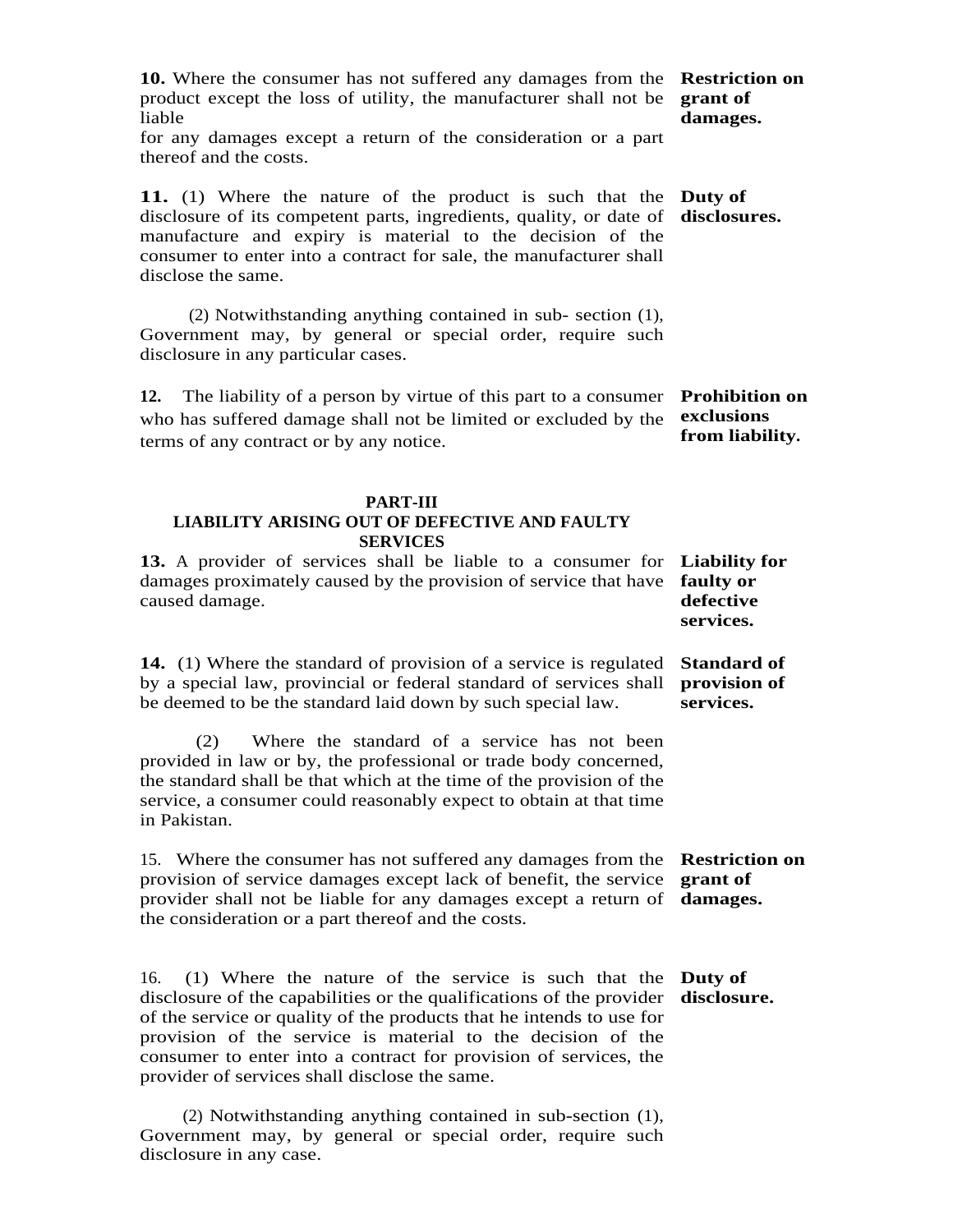**10.** Where the consumer has not suffered any damages from the product except the loss of utility, the manufacturer shall not be liable
for any damages except a return of the consideration or a part thereof and the costs.

**Restriction on grant of damages.**

**11.** (1) Where the nature of the product is such that the disclosure of its competent parts, ingredients, quality, or date of manufacture and expiry is material to the decision of the consumer to enter into a contract for sale, the manufacturer shall disclose the same.

**Duty of disclosures.**

(2) Notwithstanding anything contained in sub- section (1), Government may, by general or special order, require such disclosure in any particular cases.

**12.** The liability of a person by virtue of this part to a consumer who has suffered damage shall not be limited or excluded by the terms of any contract or by any notice.

**Prohibition on exclusions from liability.**

**PART-III**
**LIABILITY ARISING OUT OF DEFECTIVE AND FAULTY SERVICES**

**13.** A provider of services shall be liable to a consumer for damages proximately caused by the provision of service that have caused damage.

**Liability for faulty or defective services.**

**14.** (1) Where the standard of provision of a service is regulated by a special law, provincial or federal standard of services shall be deemed to be the standard laid down by such special law.

**Standard of provision of services.**

(2) Where the standard of a service has not been provided in law or by, the professional or trade body concerned, the standard shall be that which at the time of the provision of the service, a consumer could reasonably expect to obtain at that time in Pakistan.

15. Where the consumer has not suffered any damages from the provision of service damages except lack of benefit, the service provider shall not be liable for any damages except a return of the consideration or a part thereof and the costs.

**Restriction on grant of damages.**

16. (1) Where the nature of the service is such that the disclosure of the capabilities or the qualifications of the provider of the service or quality of the products that he intends to use for provision of the service is material to the decision of the consumer to enter into a contract for provision of services, the provider of services shall disclose the same.

**Duty of disclosure.**

(2) Notwithstanding anything contained in sub-section (1), Government may, by general or special order, require such disclosure in any case.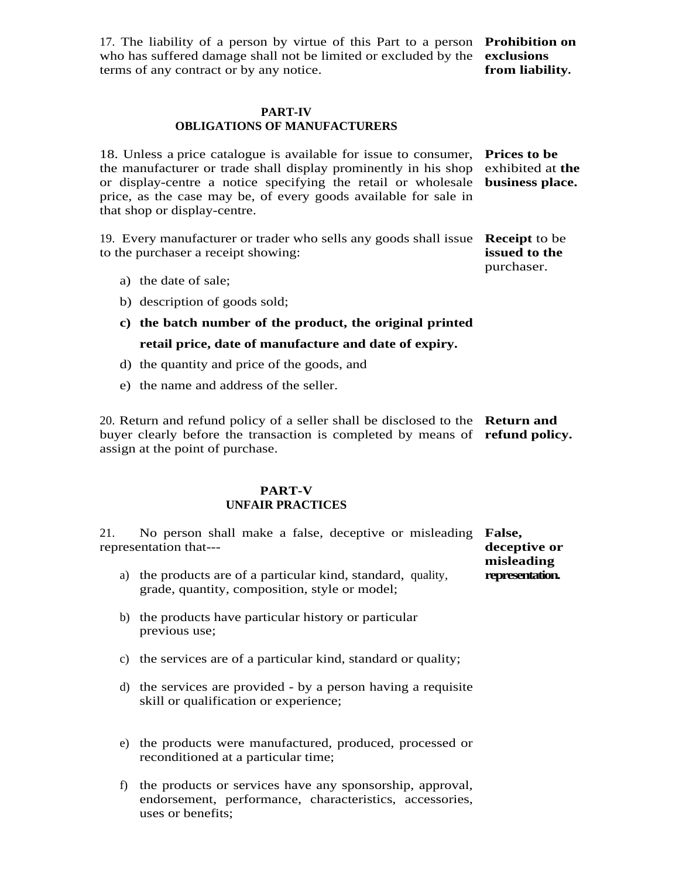17. The liability of a person by virtue of this Part to a person who has suffered damage shall not be limited or excluded by the terms of any contract or by any notice. **Prohibition on exclusions from liability.**

## PART-IV
## OBLIGATIONS OF MANUFACTURERS

18. Unless a price catalogue is available for issue to consumer, the manufacturer or trade shall display prominently in his shop or display-centre a notice specifying the retail or wholesale price, as the case may be, of every goods available for sale in that shop or display-centre. **Prices to be** exhibited at **the business place.**

19. Every manufacturer or trader who sells any goods shall issue to the purchaser a receipt showing: **Receipt** to be **issued to the** purchaser.

a) the date of sale;

b) description of goods sold;

**c) the batch number of the product, the original printed retail price, date of manufacture and date of expiry.**

d) the quantity and price of the goods, and

e) the name and address of the seller.

20. Return and refund policy of a seller shall be disclosed to the buyer clearly before the transaction is completed by means of assign at the point of purchase. **Return and refund policy.**

## PART-V
## UNFAIR PRACTICES

21. No person shall make a false, deceptive or misleading representation that--- **False, deceptive or misleading representation.**

a) the products are of a particular kind, standard, quality, grade, quantity, composition, style or model;

b) the products have particular history or particular previous use;

c) the services are of a particular kind, standard or quality;

d) the services are provided - by a person having a requisite skill or qualification or experience;

e) the products were manufactured, produced, processed or reconditioned at a particular time;

f) the products or services have any sponsorship, approval, endorsement, performance, characteristics, accessories, uses or benefits;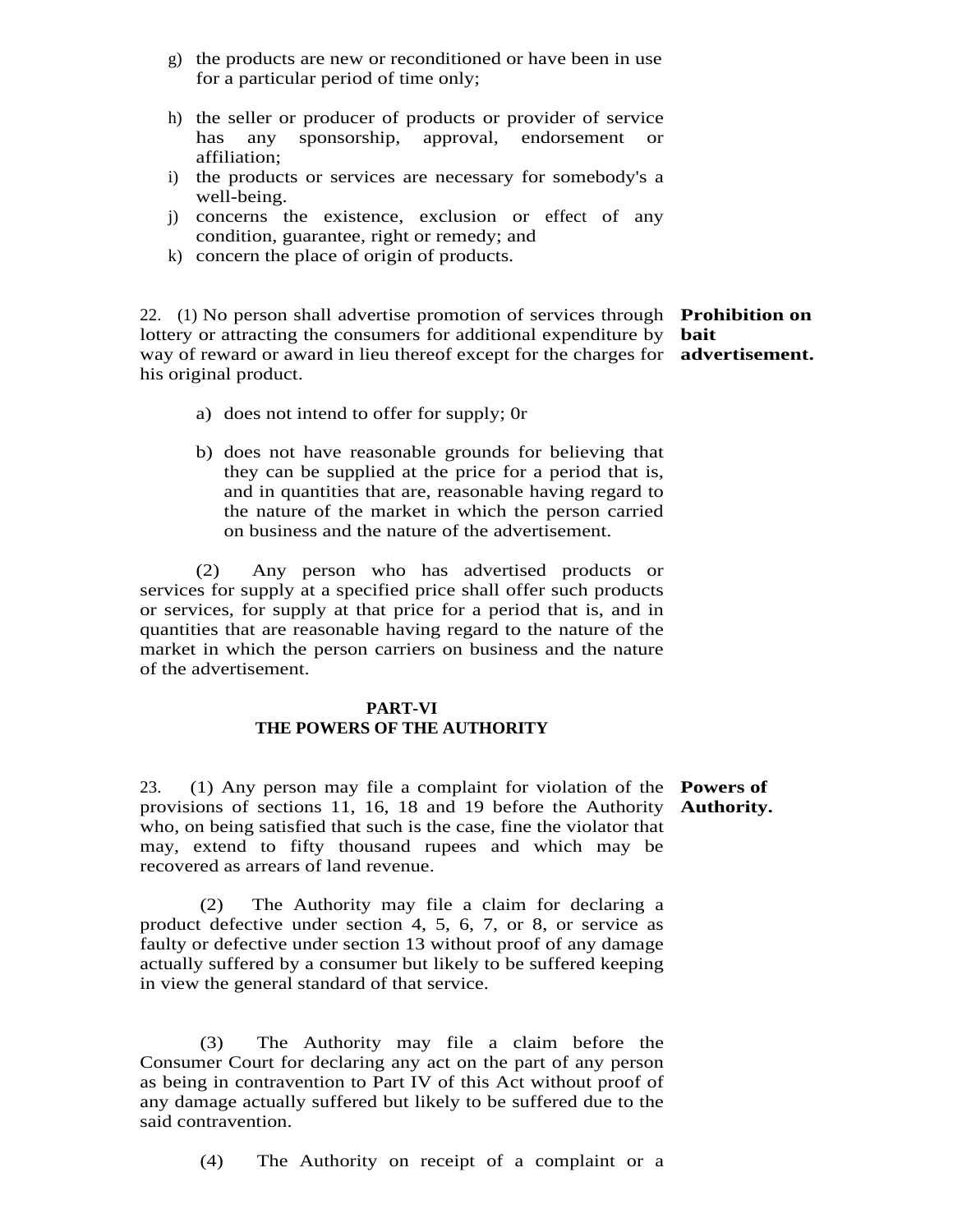g) the products are new or reconditioned or have been in use for a particular period of time only;

h) the seller or producer of products or provider of service has any sponsorship, approval, endorsement or affiliation;

i) the products or services are necessary for somebody's a well-being.

j) concerns the existence, exclusion or effect of any condition, guarantee, right or remedy; and

k) concern the place of origin of products.

**Prohibition on bait advertisement.**

22. (1) No person shall advertise promotion of services through lottery or attracting the consumers for additional expenditure by way of reward or award in lieu thereof except for the charges for his original product.

a) does not intend to offer for supply; 0r

b) does not have reasonable grounds for believing that they can be supplied at the price for a period that is, and in quantities that are, reasonable having regard to the nature of the market in which the person carried on business and the nature of the advertisement.

(2) Any person who has advertised products or services for supply at a specified price shall offer such products or services, for supply at that price for a period that is, and in quantities that are reasonable having regard to the nature of the market in which the person carriers on business and the nature of the advertisement.

## PART-VI
## THE POWERS OF THE AUTHORITY

**Powers of Authority.**

23. (1) Any person may file a complaint for violation of the provisions of sections 11, 16, 18 and 19 before the Authority who, on being satisfied that such is the case, fine the violator that may, extend to fifty thousand rupees and which may be recovered as arrears of land revenue.

(2) The Authority may file a claim for declaring a product defective under section 4, 5, 6, 7, or 8, or service as faulty or defective under section 13 without proof of any damage actually suffered by a consumer but likely to be suffered keeping in view the general standard of that service.

(3) The Authority may file a claim before the Consumer Court for declaring any act on the part of any person as being in contravention to Part IV of this Act without proof of any damage actually suffered but likely to be suffered due to the said contravention.

(4) The Authority on receipt of a complaint or a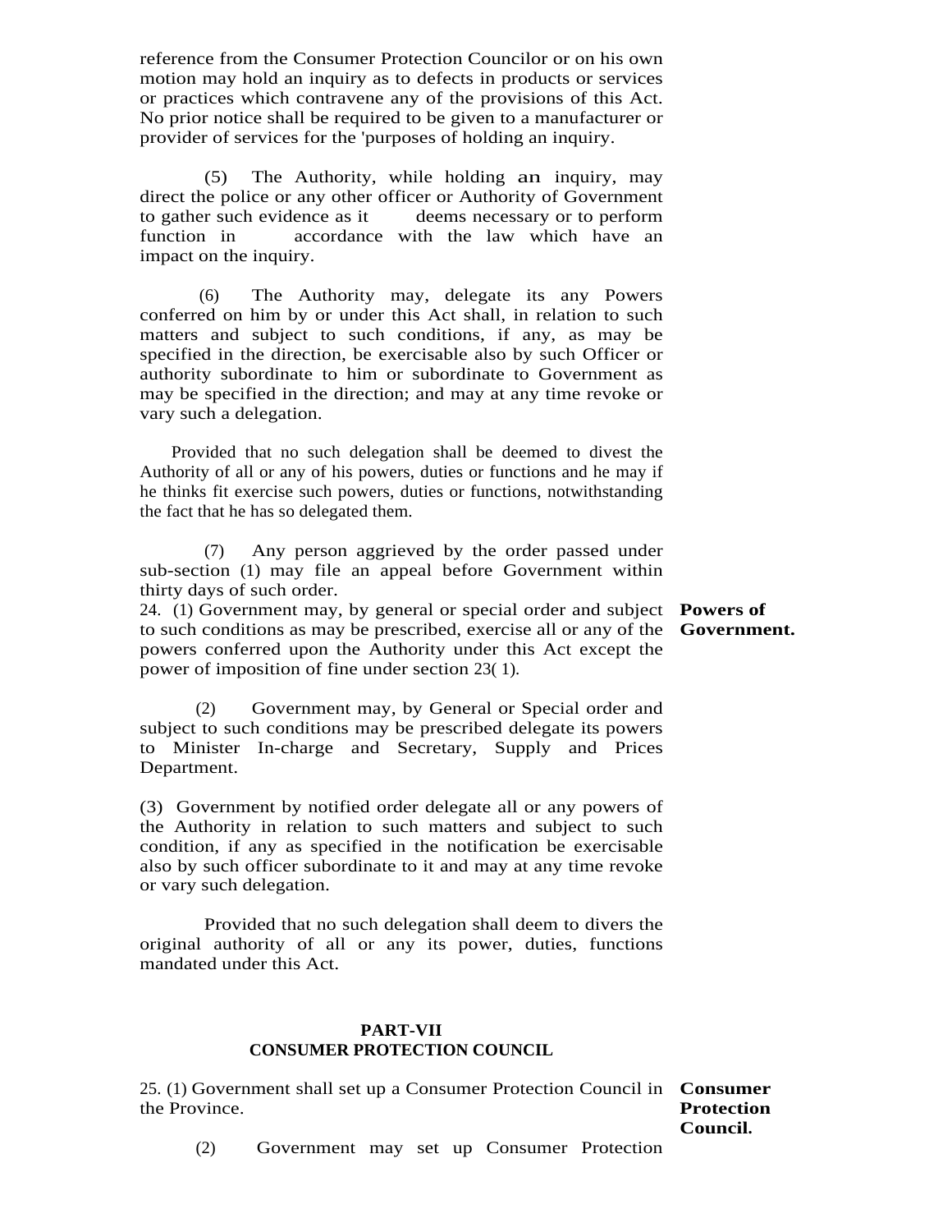reference from the Consumer Protection Councilor or on his own motion may hold an inquiry as to defects in products or services or practices which contravene any of the provisions of this Act. No prior notice shall be required to be given to a manufacturer or provider of services for the 'purposes of holding an inquiry.

(5) The Authority, while holding an inquiry, may direct the police or any other officer or Authority of Government to gather such evidence as it deems necessary or to perform function in accordance with the law which have an impact on the inquiry.

(6) The Authority may, delegate its any Powers conferred on him by or under this Act shall, in relation to such matters and subject to such conditions, if any, as may be specified in the direction, be exercisable also by such Officer or authority subordinate to him or subordinate to Government as may be specified in the direction; and may at any time revoke or vary such a delegation.

Provided that no such delegation shall be deemed to divest the Authority of all or any of his powers, duties or functions and he may if he thinks fit exercise such powers, duties or functions, notwithstanding the fact that he has so delegated them.

(7) Any person aggrieved by the order passed under sub-section (1) may file an appeal before Government within thirty days of such order.

**Powers of Government.**

24. (1) Government may, by general or special order and subject to such conditions as may be prescribed, exercise all or any of the powers conferred upon the Authority under this Act except the power of imposition of fine under section 23( 1).

(2) Government may, by General or Special order and subject to such conditions may be prescribed delegate its powers to Minister In-charge and Secretary, Supply and Prices Department.

(3) Government by notified order delegate all or any powers of the Authority in relation to such matters and subject to such condition, if any as specified in the notification be exercisable also by such officer subordinate to it and may at any time revoke or vary such delegation.

Provided that no such delegation shall deem to divers the original authority of all or any its power, duties, functions mandated under this Act.

## PART-VII
## CONSUMER PROTECTION COUNCIL

**Consumer Protection Council.**

25. (1) Government shall set up a Consumer Protection Council in the Province.

(2) Government may set up Consumer Protection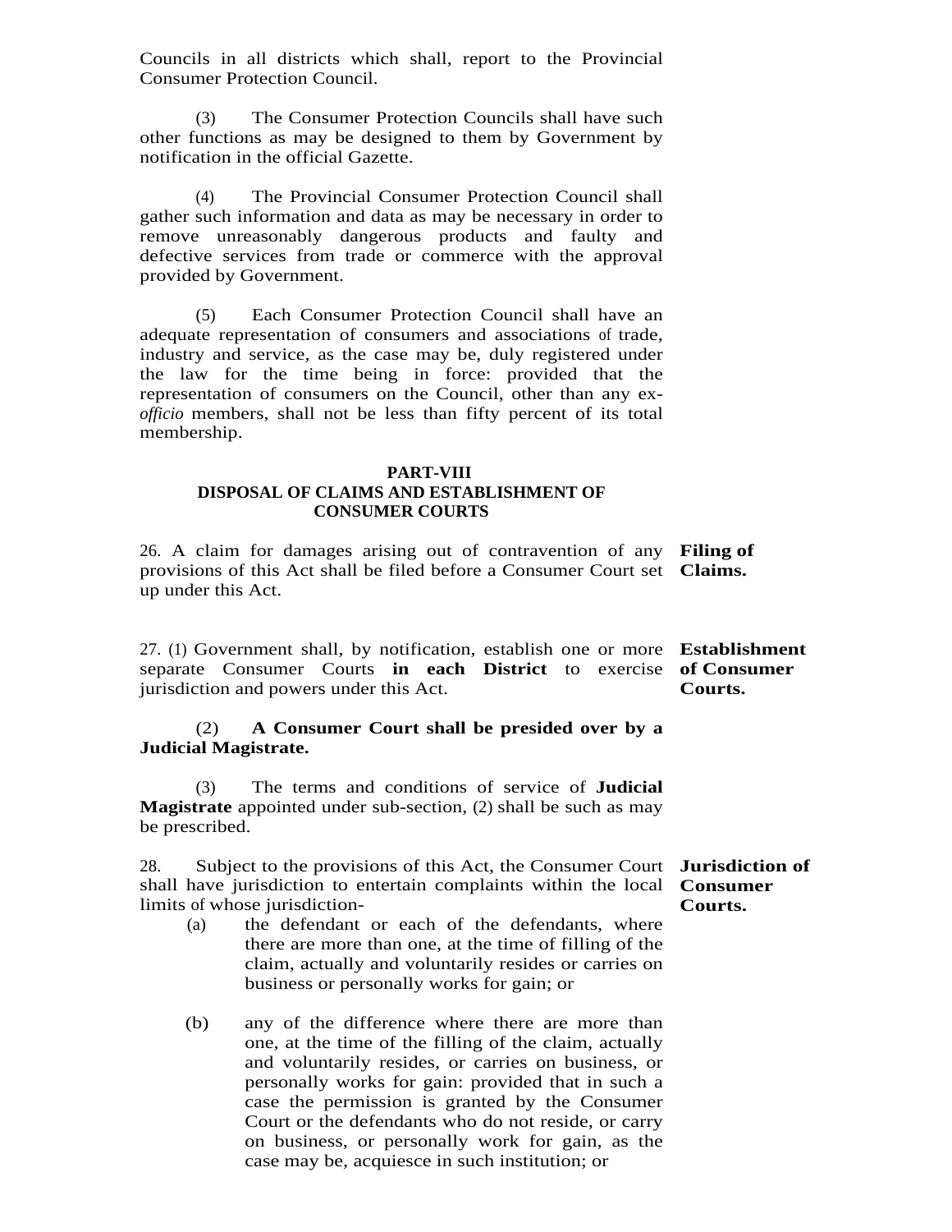Councils in all districts which shall, report to the Provincial Consumer Protection Council.

(3) The Consumer Protection Councils shall have such other functions as may be designed to them by Government by notification in the official Gazette.

(4) The Provincial Consumer Protection Council shall gather such information and data as may be necessary in order to remove unreasonably dangerous products and faulty and defective services from trade or commerce with the approval provided by Government.

(5) Each Consumer Protection Council shall have an adequate representation of consumers and associations of trade, industry and service, as the case may be, duly registered under the law for the time being in force: provided that the representation of consumers on the Council, other than any ex-*officio* members, shall not be less than fifty percent of its total membership.

## PART-VIII
## DISPOSAL OF CLAIMS AND ESTABLISHMENT OF CONSUMER COURTS

**Filing of Claims.**

26. A claim for damages arising out of contravention of any provisions of this Act shall be filed before a Consumer Court set up under this Act.

**Establishment of Consumer Courts.**

27. (1) Government shall, by notification, establish one or more separate Consumer Courts **in each District** to exercise jurisdiction and powers under this Act.

(2) **A Consumer Court shall be presided over by a Judicial Magistrate.**

(3) The terms and conditions of service of **Judicial Magistrate** appointed under sub-section, (2) shall be such as may be prescribed.

**Jurisdiction of Consumer Courts.**

28. Subject to the provisions of this Act, the Consumer Court shall have jurisdiction to entertain complaints within the local limits of whose jurisdiction-

(a) the defendant or each of the defendants, where there are more than one, at the time of filling of the claim, actually and voluntarily resides or carries on business or personally works for gain; or

(b) any of the difference where there are more than one, at the time of the filling of the claim, actually and voluntarily resides, or carries on business, or personally works for gain: provided that in such a case the permission is granted by the Consumer Court or the defendants who do not reside, or carry on business, or personally work for gain, as the case may be, acquiesce in such institution; or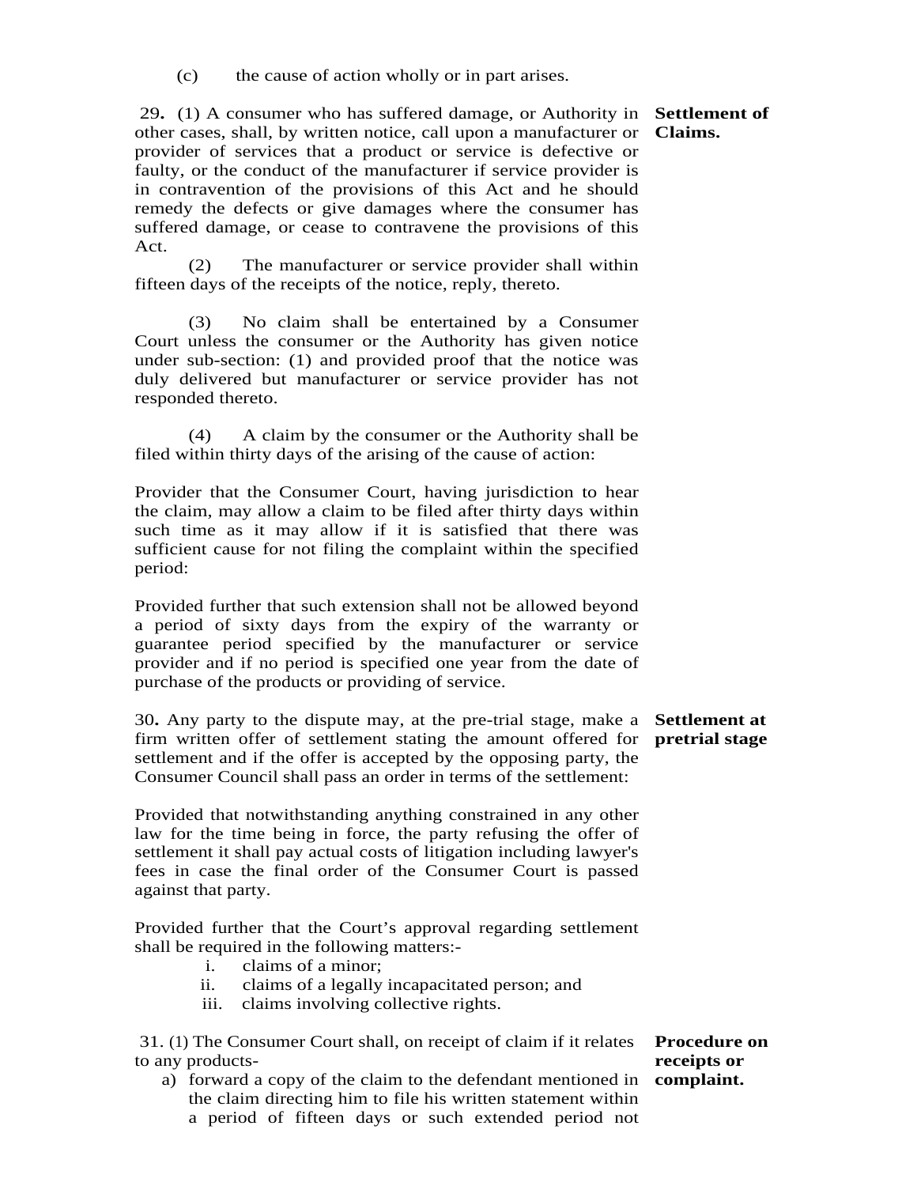(c) the cause of action wholly or in part arises.

**Settlement of Claims.**

29. (1) A consumer who has suffered damage, or Authority in other cases, shall, by written notice, call upon a manufacturer or provider of services that a product or service is defective or faulty, or the conduct of the manufacturer if service provider is in contravention of the provisions of this Act and he should remedy the defects or give damages where the consumer has suffered damage, or cease to contravene the provisions of this Act.

(2) The manufacturer or service provider shall within fifteen days of the receipts of the notice, reply, thereto.

(3) No claim shall be entertained by a Consumer Court unless the consumer or the Authority has given notice under sub-section: (1) and provided proof that the notice was duly delivered but manufacturer or service provider has not responded thereto.

(4) A claim by the consumer or the Authority shall be filed within thirty days of the arising of the cause of action:

Provider that the Consumer Court, having jurisdiction to hear the claim, may allow a claim to be filed after thirty days within such time as it may allow if it is satisfied that there was sufficient cause for not filing the complaint within the specified period:

Provided further that such extension shall not be allowed beyond a period of sixty days from the expiry of the warranty or guarantee period specified by the manufacturer or service provider and if no period is specified one year from the date of purchase of the products or providing of service.

**Settlement at pretrial stage**

30. Any party to the dispute may, at the pre-trial stage, make a firm written offer of settlement stating the amount offered for settlement and if the offer is accepted by the opposing party, the Consumer Council shall pass an order in terms of the settlement:

Provided that notwithstanding anything constrained in any other law for the time being in force, the party refusing the offer of settlement it shall pay actual costs of litigation including lawyer's fees in case the final order of the Consumer Court is passed against that party.

Provided further that the Court's approval regarding settlement shall be required in the following matters:-

i. claims of a minor;
ii. claims of a legally incapacitated person; and
iii. claims involving collective rights.

**Procedure on receipts or complaint.**

31. (1) The Consumer Court shall, on receipt of claim if it relates to any products-

a) forward a copy of the claim to the defendant mentioned in the claim directing him to file his written statement within a period of fifteen days or such extended period not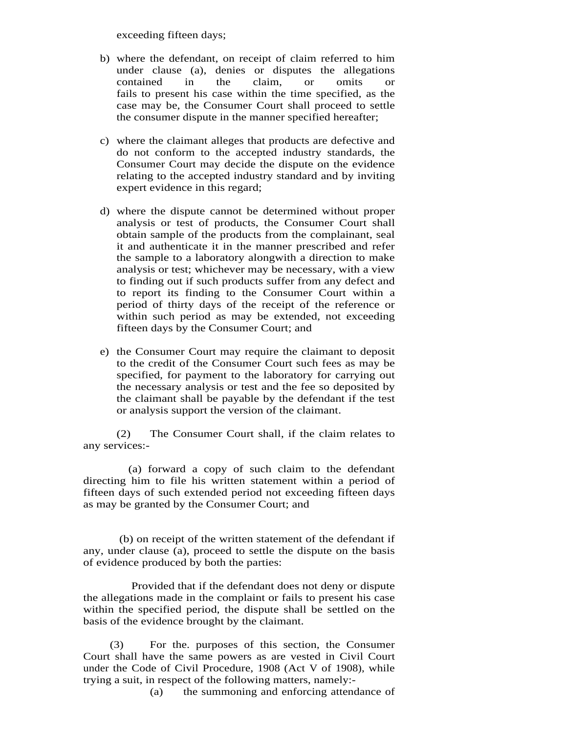exceeding fifteen days;

b) where the defendant, on receipt of claim referred to him under clause (a), denies or disputes the allegations contained in the claim, or omits or fails to present his case within the time specified, as the case may be, the Consumer Court shall proceed to settle the consumer dispute in the manner specified hereafter;

c) where the claimant alleges that products are defective and do not conform to the accepted industry standards, the Consumer Court may decide the dispute on the evidence relating to the accepted industry standard and by inviting expert evidence in this regard;

d) where the dispute cannot be determined without proper analysis or test of products, the Consumer Court shall obtain sample of the products from the complainant, seal it and authenticate it in the manner prescribed and refer the sample to a laboratory alongwith a direction to make analysis or test; whichever may be necessary, with a view to finding out if such products suffer from any defect and to report its finding to the Consumer Court within a period of thirty days of the receipt of the reference or within such period as may be extended, not exceeding fifteen days by the Consumer Court; and

e) the Consumer Court may require the claimant to deposit to the credit of the Consumer Court such fees as may be specified, for payment to the laboratory for carrying out the necessary analysis or test and the fee so deposited by the claimant shall be payable by the defendant if the test or analysis support the version of the claimant.

(2) The Consumer Court shall, if the claim relates to any services:-

(a) forward a copy of such claim to the defendant directing him to file his written statement within a period of fifteen days of such extended period not exceeding fifteen days as may be granted by the Consumer Court; and

(b) on receipt of the written statement of the defendant if any, under clause (a), proceed to settle the dispute on the basis of evidence produced by both the parties:

Provided that if the defendant does not deny or dispute the allegations made in the complaint or fails to present his case within the specified period, the dispute shall be settled on the basis of the evidence brought by the claimant.

(3) For the. purposes of this section, the Consumer Court shall have the same powers as are vested in Civil Court under the Code of Civil Procedure, 1908 (Act V of 1908), while trying a suit, in respect of the following matters, namely:-

(a) the summoning and enforcing attendance of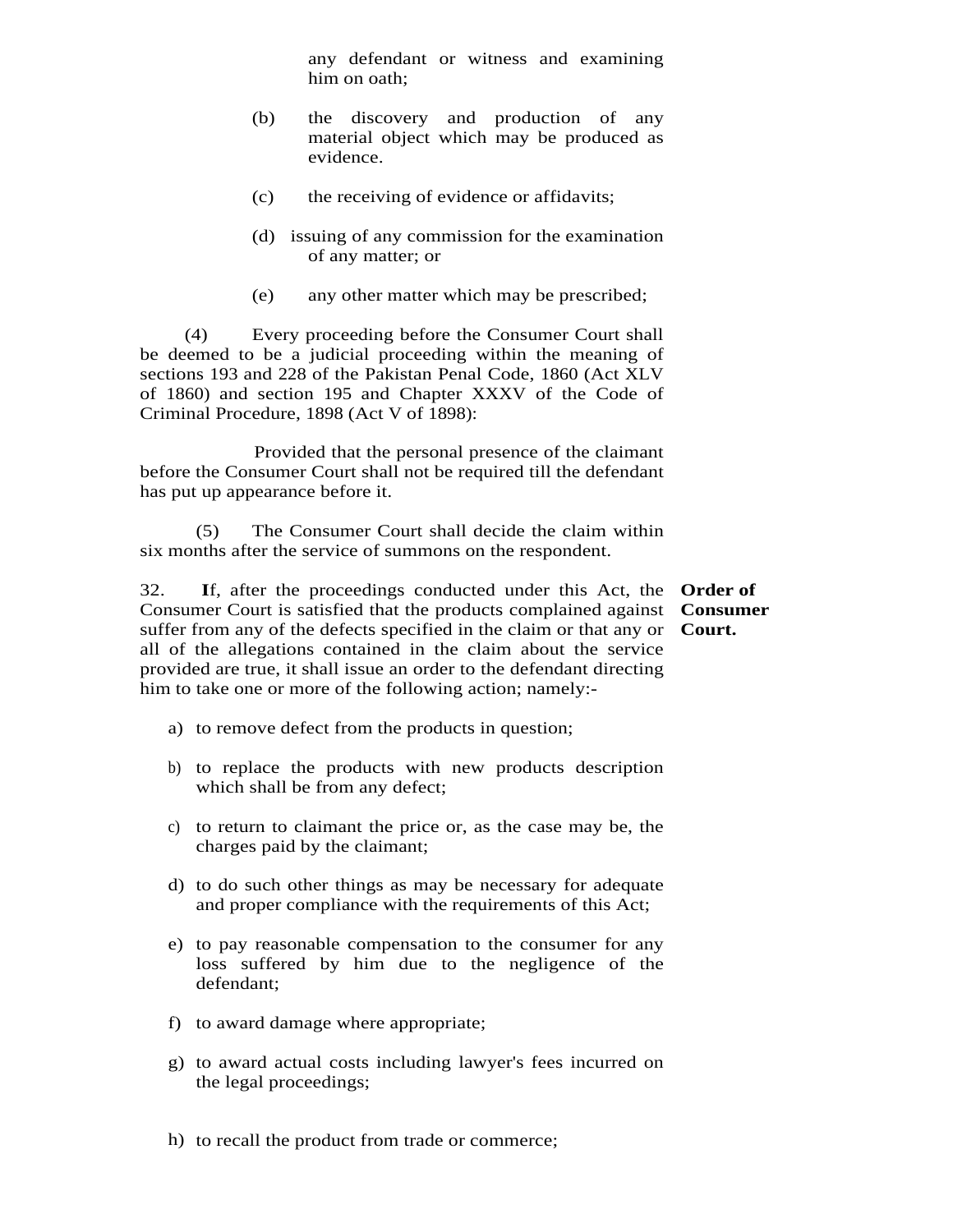any defendant or witness and examining him on oath;

(b) the discovery and production of any material object which may be produced as evidence.

(c) the receiving of evidence or affidavits;

(d) issuing of any commission for the examination of any matter; or

(e) any other matter which may be prescribed;

(4) Every proceeding before the Consumer Court shall be deemed to be a judicial proceeding within the meaning of sections 193 and 228 of the Pakistan Penal Code, 1860 (Act XLV of 1860) and section 195 and Chapter XXXV of the Code of Criminal Procedure, 1898 (Act V of 1898):

Provided that the personal presence of the claimant before the Consumer Court shall not be required till the defendant has put up appearance before it.

(5) The Consumer Court shall decide the claim within six months after the service of summons on the respondent.

**Order of Consumer Court.**

32. **I**f, after the proceedings conducted under this Act, the Consumer Court is satisfied that the products complained against suffer from any of the defects specified in the claim or that any or all of the allegations contained in the claim about the service provided are true, it shall issue an order to the defendant directing him to take one or more of the following action; namely:-

a) to remove defect from the products in question;

b) to replace the products with new products description which shall be from any defect;

c) to return to claimant the price or, as the case may be, the charges paid by the claimant;

d) to do such other things as may be necessary for adequate and proper compliance with the requirements of this Act;

e) to pay reasonable compensation to the consumer for any loss suffered by him due to the negligence of the defendant;

f) to award damage where appropriate;

g) to award actual costs including lawyer's fees incurred on the legal proceedings;

h) to recall the product from trade or commerce;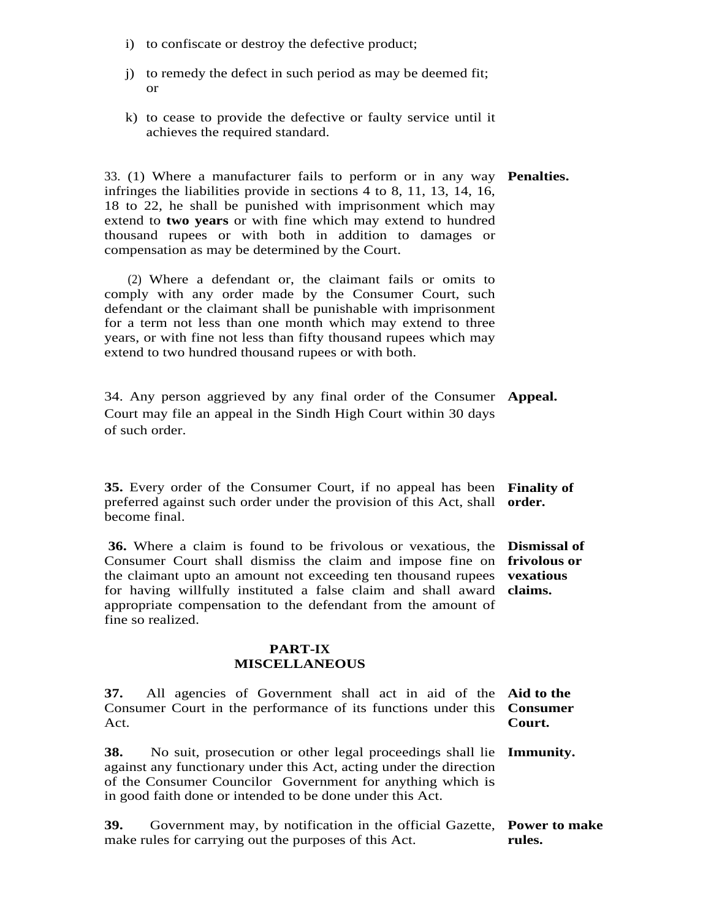i) to confiscate or destroy the defective product;

j) to remedy the defect in such period as may be deemed fit; or

k) to cease to provide the defective or faulty service until it achieves the required standard.

**Penalties.**

33. (1) Where a manufacturer fails to perform or in any way infringes the liabilities provide in sections 4 to 8, 11, 13, 14, 16, 18 to 22, he shall be punished with imprisonment which may extend to **two years** or with fine which may extend to hundred thousand rupees or with both in addition to damages or compensation as may be determined by the Court.

(2) Where a defendant or, the claimant fails or omits to comply with any order made by the Consumer Court, such defendant or the claimant shall be punishable with imprisonment for a term not less than one month which may extend to three years, or with fine not less than fifty thousand rupees which may extend to two hundred thousand rupees or with both.

**Appeal.**

34. Any person aggrieved by any final order of the Consumer Court may file an appeal in the Sindh High Court within 30 days of such order.

**Finality of order.**

**35.** Every order of the Consumer Court, if no appeal has been preferred against such order under the provision of this Act, shall become final.

**Dismissal of frivolous or vexatious claims.**

**36.** Where a claim is found to be frivolous or vexatious, the Consumer Court shall dismiss the claim and impose fine on the claimant upto an amount not exceeding ten thousand rupees for having willfully instituted a false claim and shall award appropriate compensation to the defendant from the amount of fine so realized.

## PART-IX
## MISCELLANEOUS

**Aid to the Consumer Court.**

**37.** All agencies of Government shall act in aid of the Consumer Court in the performance of its functions under this Act.

**Immunity.**

**38.** No suit, prosecution or other legal proceedings shall lie against any functionary under this Act, acting under the direction of the Consumer Councilor Government for anything which is in good faith done or intended to be done under this Act.

**Power to make rules.**

**39.** Government may, by notification in the official Gazette, make rules for carrying out the purposes of this Act.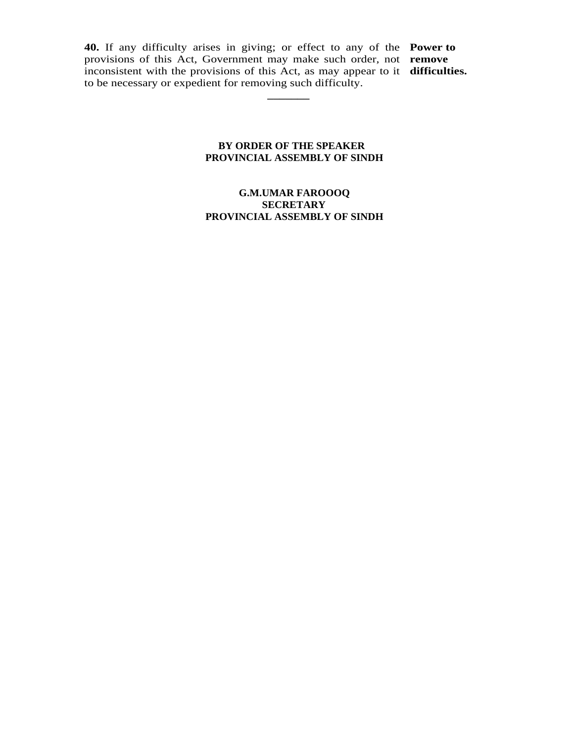**40.** If any difficulty arises in giving; or effect to any of the provisions of this Act, Government may make such order, not inconsistent with the provisions of this Act, as may appear to it to be necessary or expedient for removing such difficulty. **Power to remove difficulties.**

---

**BY ORDER OF THE SPEAKER**
**PROVINCIAL ASSEMBLY OF SINDH**

**G.M.UMAR FAROOOQ**
**SECRETARY**
**PROVINCIAL ASSEMBLY OF SINDH**